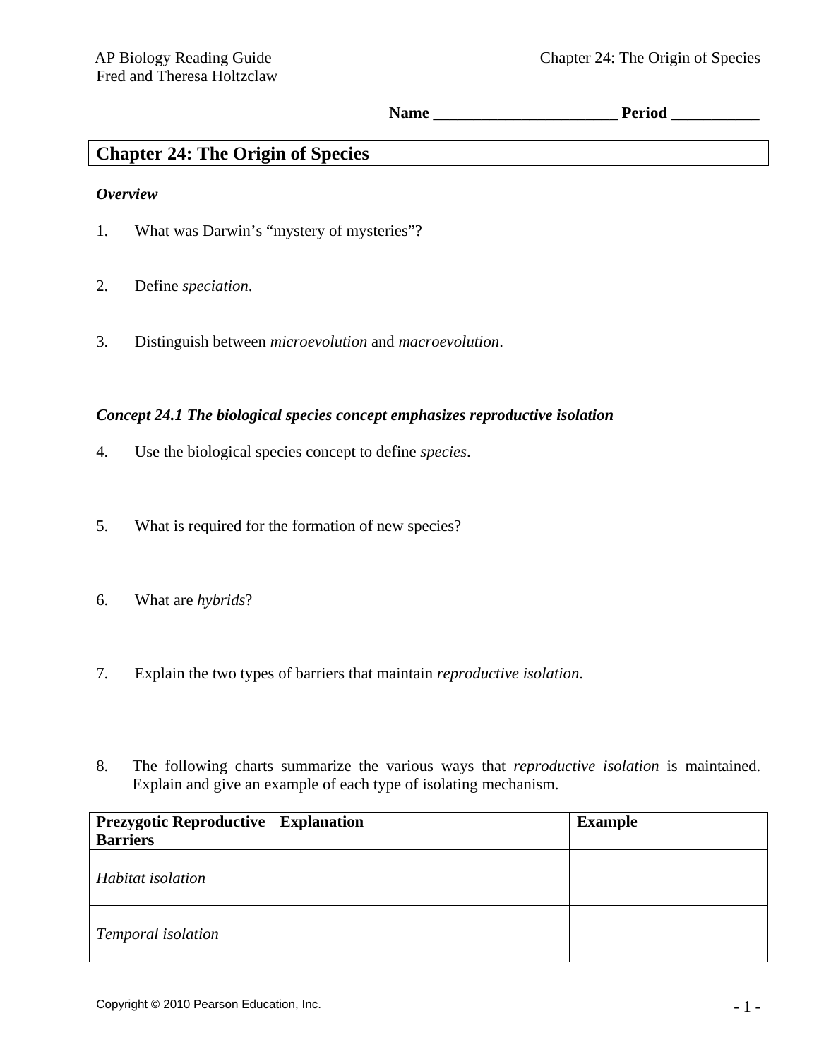Name _______________________ Period ___________

# Chapter 24: The Origin of Species

***Overview***

1. What was Darwin's "mystery of mysteries"?

2. Define *speciation*.

3. Distinguish between *microevolution* and *macroevolution*.

***Concept 24.1 The biological species concept emphasizes reproductive isolation***

4. Use the biological species concept to define *species*.

5. What is required for the formation of new species?

6. What are *hybrids*?

7. Explain the two types of barriers that maintain *reproductive isolation*.

8. The following charts summarize the various ways that *reproductive isolation* is maintained. Explain and give an example of each type of isolating mechanism.

| Prezygotic Reproductive Barriers | Explanation | Example |
|---|---|---|
| *Habitat isolation* | | |
| *Temporal isolation* | | |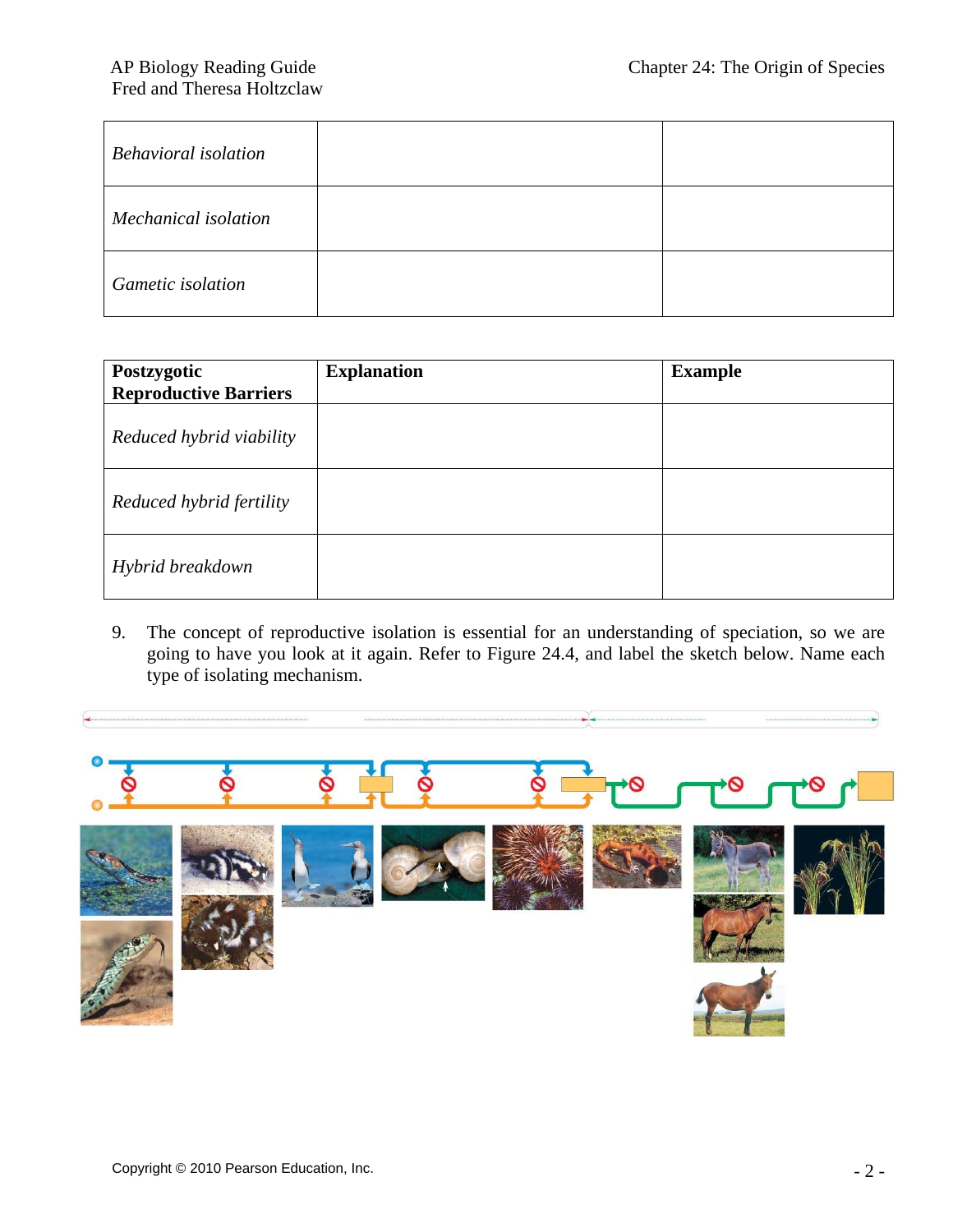| | | |
|---|---|---|
| *Behavioral isolation* | | |
| *Mechanical isolation* | | |
| *Gametic isolation* | | |

| **Postzygotic Reproductive Barriers** | **Explanation** | **Example** |
|---|---|---|
| *Reduced hybrid viability* | | |
| *Reduced hybrid fertility* | | |
| *Hybrid breakdown* | | |

9. The concept of reproductive isolation is essential for an understanding of speciation, so we are going to have you look at it again. Refer to Figure 24.4, and label the sketch below. Name each type of isolating mechanism.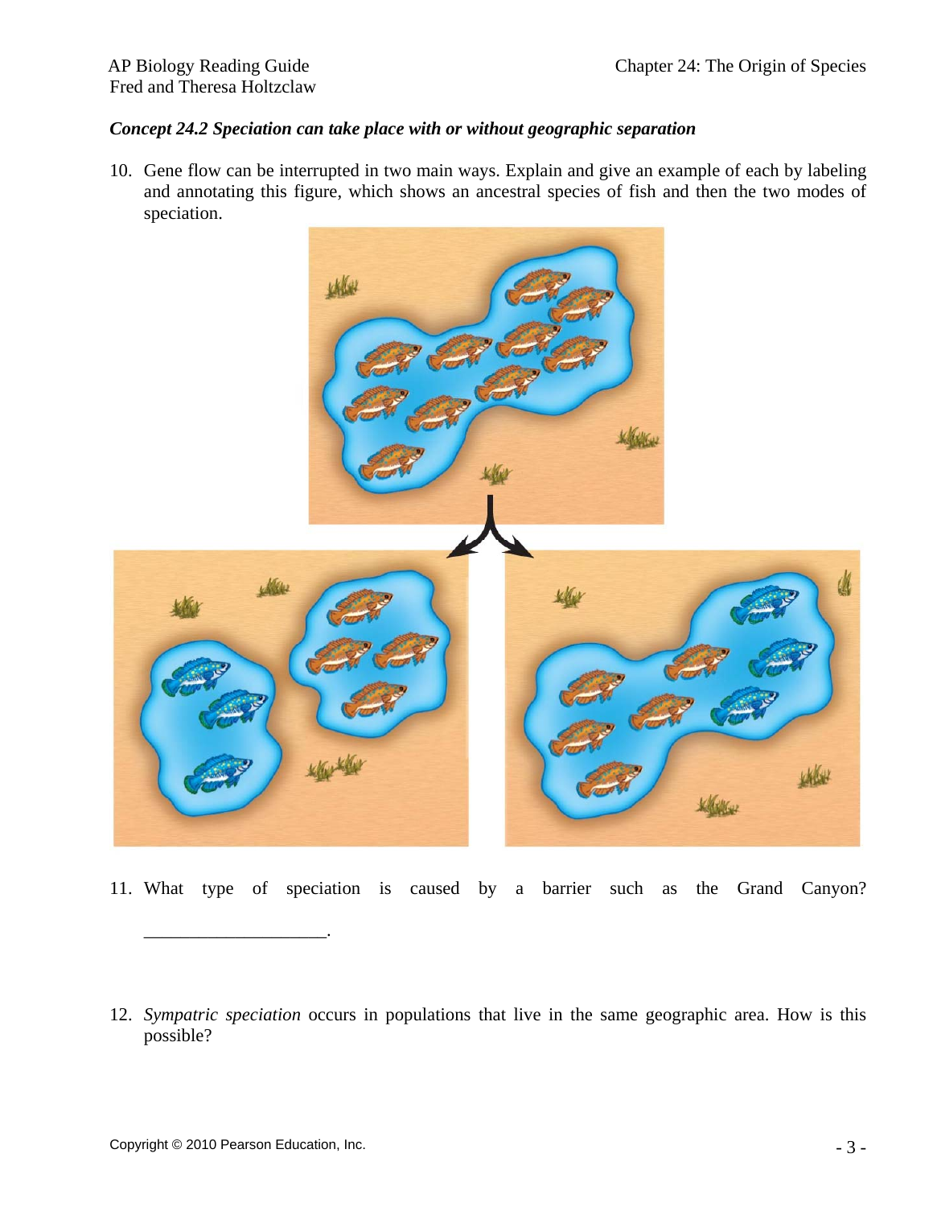*Concept 24.2 Speciation can take place with or without geographic separation*

10. Gene flow can be interrupted in two main ways. Explain and give an example of each by labeling and annotating this figure, which shows an ancestral species of fish and then the two modes of speciation.

11. What type of speciation is caused by a barrier such as the Grand Canyon? ____________________.

12. *Sympatric speciation* occurs in populations that live in the same geographic area. How is this possible?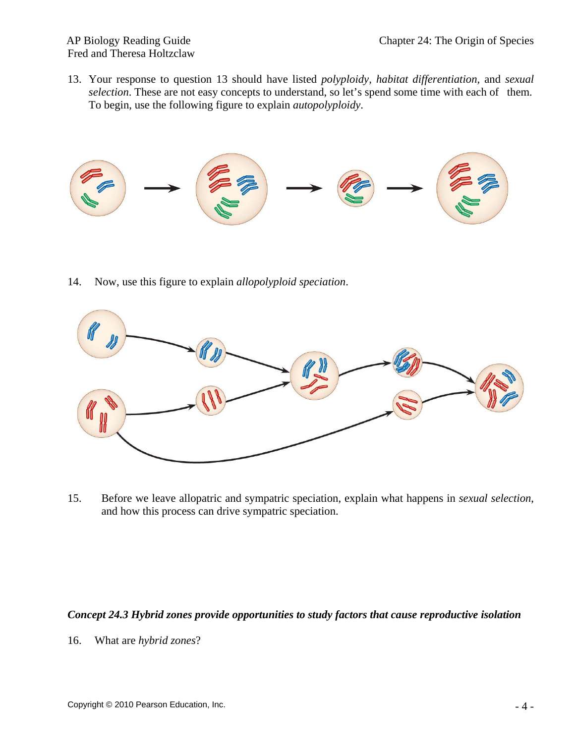13. Your response to question 13 should have listed *polyploidy*, *habitat differentiation*, and *sexual selection*. These are not easy concepts to understand, so let's spend some time with each of them. To begin, use the following figure to explain *autopolyploidy*.

14. Now, use this figure to explain *allopolyploid speciation*.

15. Before we leave allopatric and sympatric speciation, explain what happens in *sexual selection*, and how this process can drive sympatric speciation.

***Concept 24.3 Hybrid zones provide opportunities to study factors that cause reproductive isolation***

16. What are *hybrid zones*?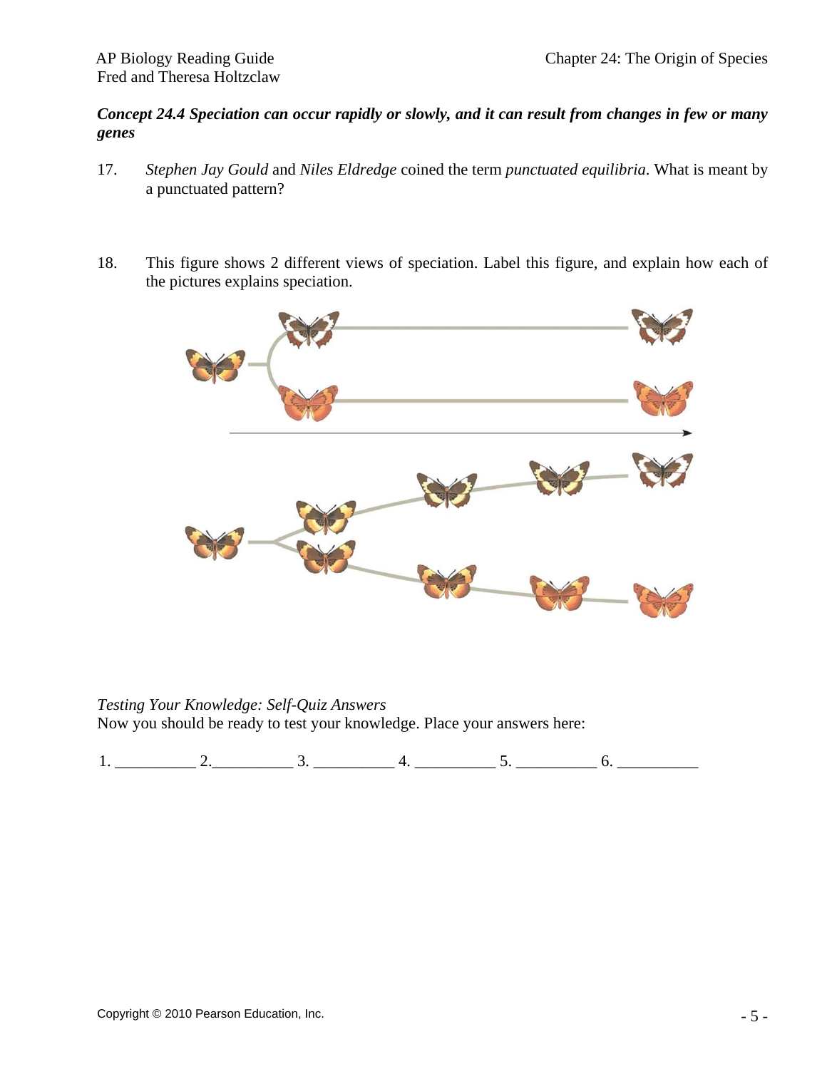***Concept 24.4 Speciation can occur rapidly or slowly, and it can result from changes in few or many genes***

17. *Stephen Jay Gould* and *Niles Eldredge* coined the term *punctuated equilibria*. What is meant by a punctuated pattern?

18. This figure shows 2 different views of speciation. Label this figure, and explain how each of the pictures explains speciation.

*Testing Your Knowledge: Self-Quiz Answers*
Now you should be ready to test your knowledge. Place your answers here:

1. __________ 2.__________ 3. __________ 4. __________ 5. __________ 6. __________